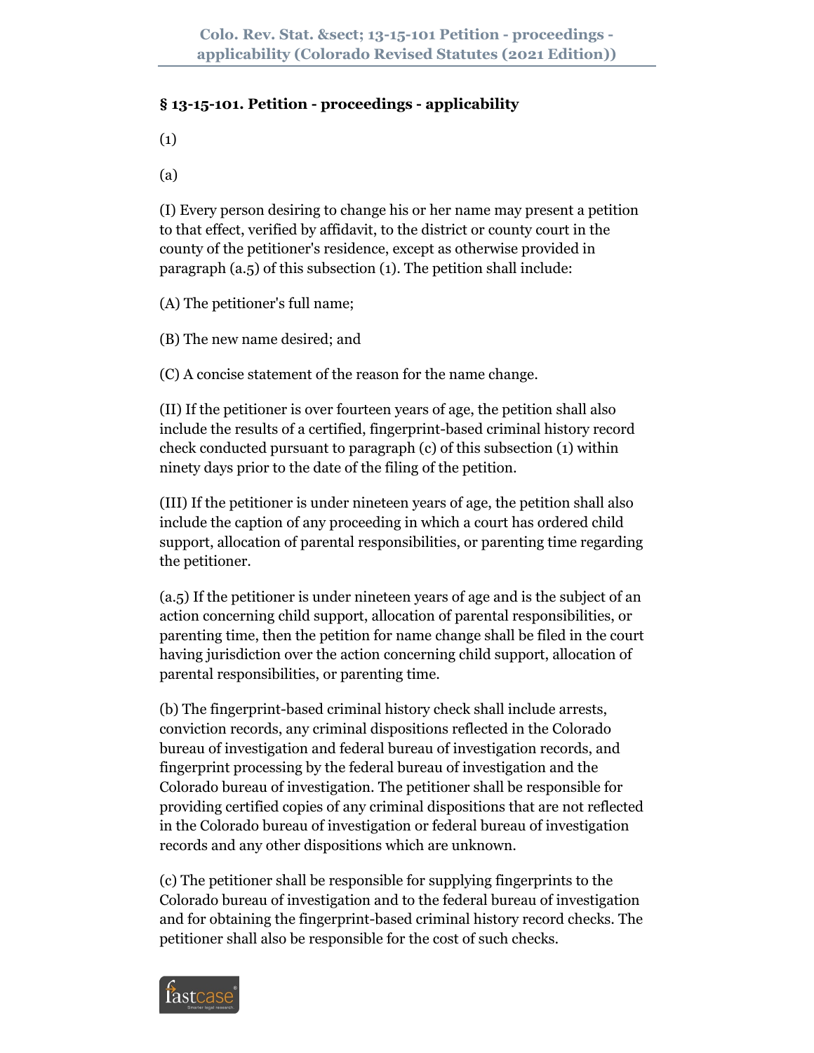## § 13-15-101. Petition - proceedings - applicability

(1)

(a)

(I) Every person desiring to change his or her name may present a petition to that effect, verified by affidavit, to the district or county court in the county of the petitioner's residence, except as otherwise provided in paragraph (a.5) of this subsection (1). The petition shall include:

(A) The petitioner's full name;

(B) The new name desired; and

(C) A concise statement of the reason for the name change.

(II) If the petitioner is over fourteen years of age, the petition shall also include the results of a certified, fingerprint-based criminal history record check conducted pursuant to paragraph (c) of this subsection (1) within ninety days prior to the date of the filing of the petition.

(III) If the petitioner is under nineteen years of age, the petition shall also include the caption of any proceeding in which a court has ordered child support, allocation of parental responsibilities, or parenting time regarding the petitioner.

(a.5) If the petitioner is under nineteen years of age and is the subject of an action concerning child support, allocation of parental responsibilities, or parenting time, then the petition for name change shall be filed in the court having jurisdiction over the action concerning child support, allocation of parental responsibilities, or parenting time.

(b) The fingerprint-based criminal history check shall include arrests, conviction records, any criminal dispositions reflected in the Colorado bureau of investigation and federal bureau of investigation records, and fingerprint processing by the federal bureau of investigation and the Colorado bureau of investigation. The petitioner shall be responsible for providing certified copies of any criminal dispositions that are not reflected in the Colorado bureau of investigation or federal bureau of investigation records and any other dispositions which are unknown.

(c) The petitioner shall be responsible for supplying fingerprints to the Colorado bureau of investigation and to the federal bureau of investigation and for obtaining the fingerprint-based criminal history record checks. The petitioner shall also be responsible for the cost of such checks.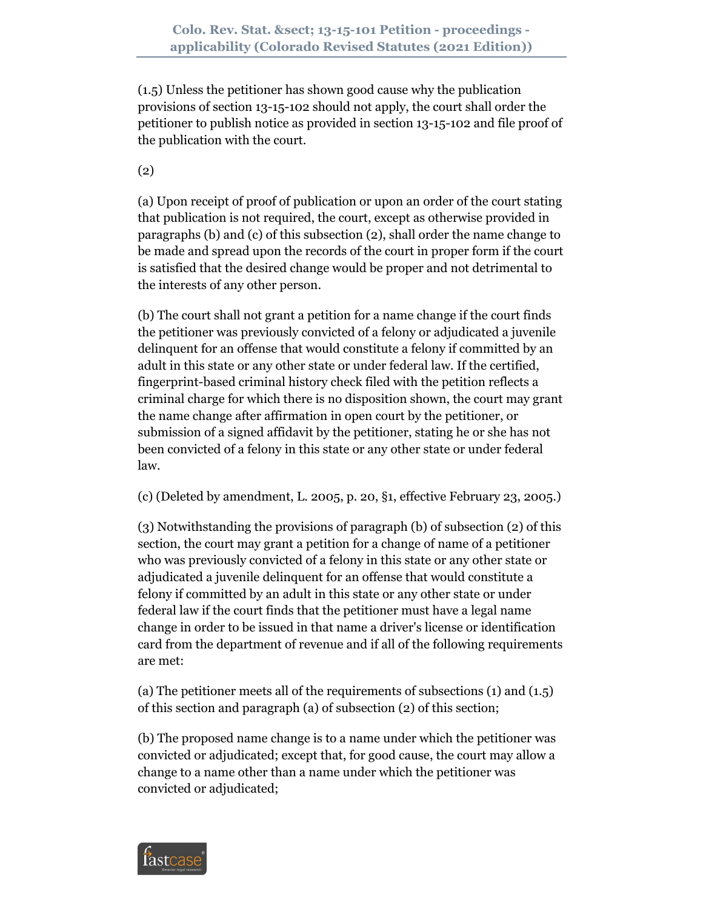(1.5) Unless the petitioner has shown good cause why the publication provisions of section 13-15-102 should not apply, the court shall order the petitioner to publish notice as provided in section 13-15-102 and file proof of the publication with the court.

(2)

(a) Upon receipt of proof of publication or upon an order of the court stating that publication is not required, the court, except as otherwise provided in paragraphs (b) and (c) of this subsection (2), shall order the name change to be made and spread upon the records of the court in proper form if the court is satisfied that the desired change would be proper and not detrimental to the interests of any other person.

(b) The court shall not grant a petition for a name change if the court finds the petitioner was previously convicted of a felony or adjudicated a juvenile delinquent for an offense that would constitute a felony if committed by an adult in this state or any other state or under federal law. If the certified, fingerprint-based criminal history check filed with the petition reflects a criminal charge for which there is no disposition shown, the court may grant the name change after affirmation in open court by the petitioner, or submission of a signed affidavit by the petitioner, stating he or she has not been convicted of a felony in this state or any other state or under federal law.

(c) (Deleted by amendment, L. 2005, p. 20, §1, effective February 23, 2005.)

(3) Notwithstanding the provisions of paragraph (b) of subsection (2) of this section, the court may grant a petition for a change of name of a petitioner who was previously convicted of a felony in this state or any other state or adjudicated a juvenile delinquent for an offense that would constitute a felony if committed by an adult in this state or any other state or under federal law if the court finds that the petitioner must have a legal name change in order to be issued in that name a driver's license or identification card from the department of revenue and if all of the following requirements are met:

(a) The petitioner meets all of the requirements of subsections (1) and (1.5) of this section and paragraph (a) of subsection (2) of this section;

(b) The proposed name change is to a name under which the petitioner was convicted or adjudicated; except that, for good cause, the court may allow a change to a name other than a name under which the petitioner was convicted or adjudicated;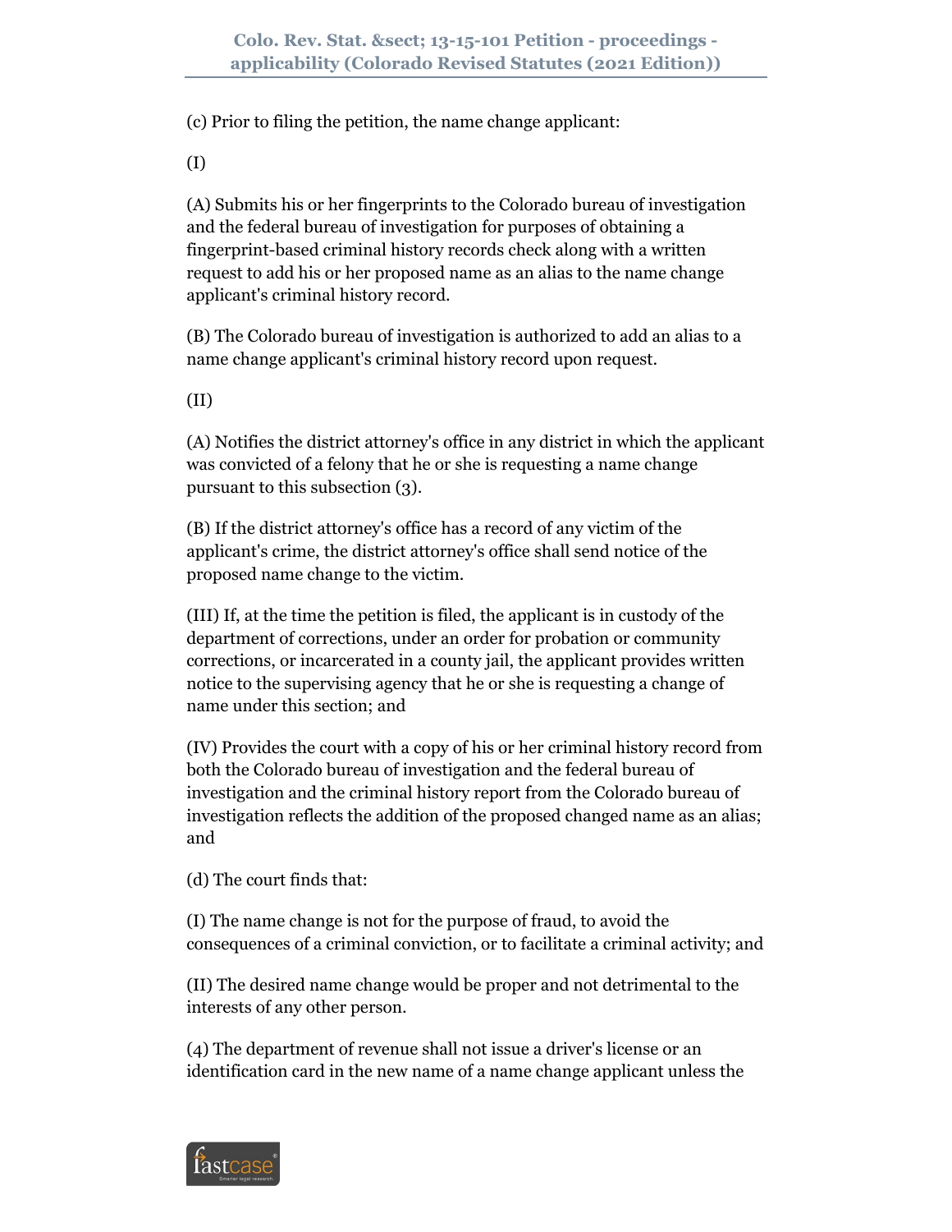(c) Prior to filing the petition, the name change applicant:

(I)

(A) Submits his or her fingerprints to the Colorado bureau of investigation and the federal bureau of investigation for purposes of obtaining a fingerprint-based criminal history records check along with a written request to add his or her proposed name as an alias to the name change applicant's criminal history record.

(B) The Colorado bureau of investigation is authorized to add an alias to a name change applicant's criminal history record upon request.

(II)

(A) Notifies the district attorney's office in any district in which the applicant was convicted of a felony that he or she is requesting a name change pursuant to this subsection (3).

(B) If the district attorney's office has a record of any victim of the applicant's crime, the district attorney's office shall send notice of the proposed name change to the victim.

(III) If, at the time the petition is filed, the applicant is in custody of the department of corrections, under an order for probation or community corrections, or incarcerated in a county jail, the applicant provides written notice to the supervising agency that he or she is requesting a change of name under this section; and

(IV) Provides the court with a copy of his or her criminal history record from both the Colorado bureau of investigation and the federal bureau of investigation and the criminal history report from the Colorado bureau of investigation reflects the addition of the proposed changed name as an alias; and

(d) The court finds that:

(I) The name change is not for the purpose of fraud, to avoid the consequences of a criminal conviction, or to facilitate a criminal activity; and

(II) The desired name change would be proper and not detrimental to the interests of any other person.

(4) The department of revenue shall not issue a driver's license or an identification card in the new name of a name change applicant unless the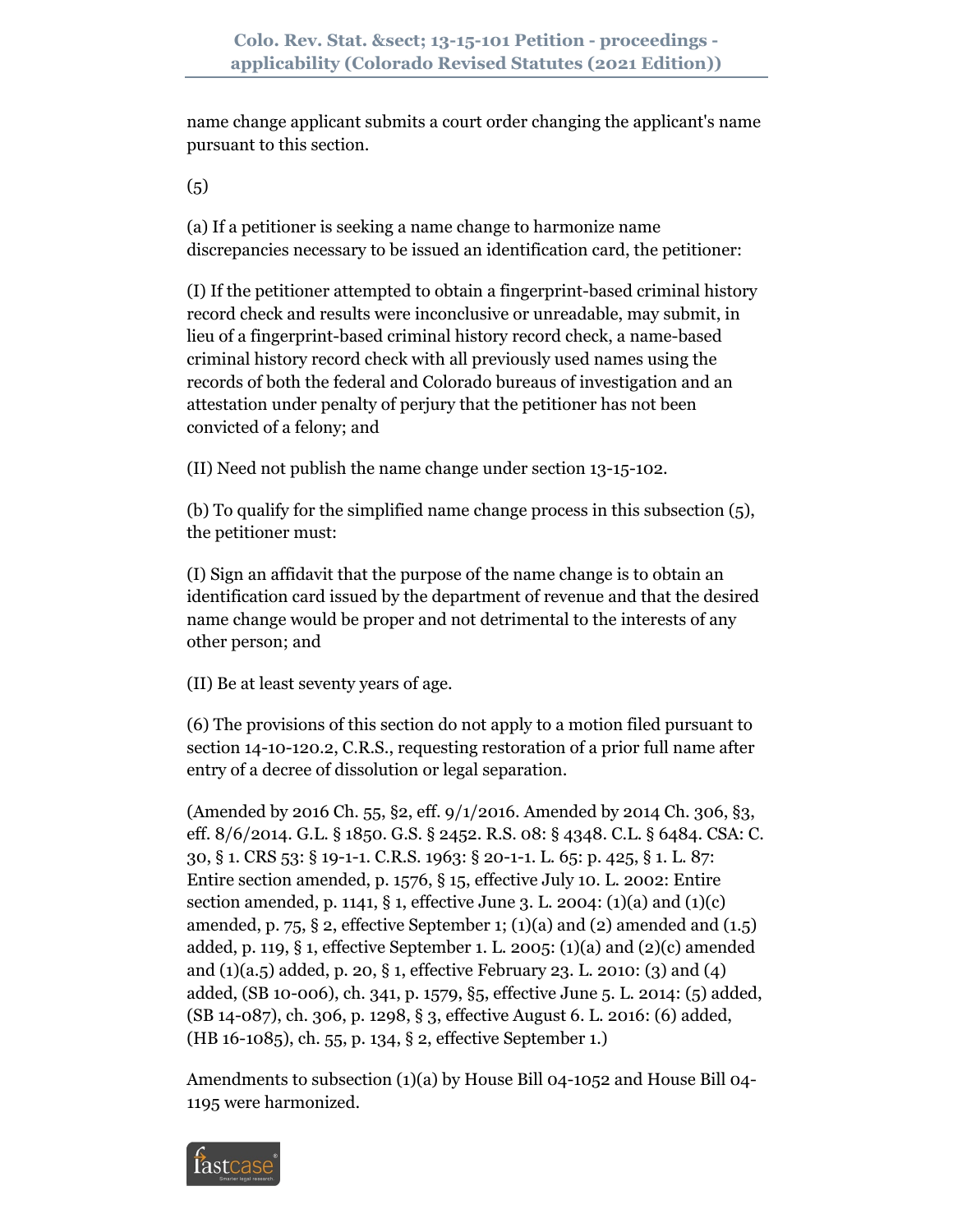name change applicant submits a court order changing the applicant's name pursuant to this section.

(5)

(a) If a petitioner is seeking a name change to harmonize name discrepancies necessary to be issued an identification card, the petitioner:

(I) If the petitioner attempted to obtain a fingerprint-based criminal history record check and results were inconclusive or unreadable, may submit, in lieu of a fingerprint-based criminal history record check, a name-based criminal history record check with all previously used names using the records of both the federal and Colorado bureaus of investigation and an attestation under penalty of perjury that the petitioner has not been convicted of a felony; and

(II) Need not publish the name change under section 13-15-102.

(b) To qualify for the simplified name change process in this subsection (5), the petitioner must:

(I) Sign an affidavit that the purpose of the name change is to obtain an identification card issued by the department of revenue and that the desired name change would be proper and not detrimental to the interests of any other person; and

(II) Be at least seventy years of age.

(6) The provisions of this section do not apply to a motion filed pursuant to section 14-10-120.2, C.R.S., requesting restoration of a prior full name after entry of a decree of dissolution or legal separation.

(Amended by 2016 Ch. 55, §2, eff. 9/1/2016. Amended by 2014 Ch. 306, §3, eff. 8/6/2014. G.L. § 1850. G.S. § 2452. R.S. 08: § 4348. C.L. § 6484. CSA: C. 30, § 1. CRS 53: § 19-1-1. C.R.S. 1963: § 20-1-1. L. 65: p. 425, § 1. L. 87: Entire section amended, p. 1576, § 15, effective July 10. L. 2002: Entire section amended, p. 1141, § 1, effective June 3. L. 2004: (1)(a) and (1)(c) amended, p. 75, § 2, effective September 1; (1)(a) and (2) amended and (1.5) added, p. 119, § 1, effective September 1. L. 2005: (1)(a) and (2)(c) amended and (1)(a.5) added, p. 20, § 1, effective February 23. L. 2010: (3) and (4) added, (SB 10-006), ch. 341, p. 1579, §5, effective June 5. L. 2014: (5) added, (SB 14-087), ch. 306, p. 1298, § 3, effective August 6. L. 2016: (6) added, (HB 16-1085), ch. 55, p. 134, § 2, effective September 1.)

Amendments to subsection (1)(a) by House Bill 04-1052 and House Bill 04-1195 were harmonized.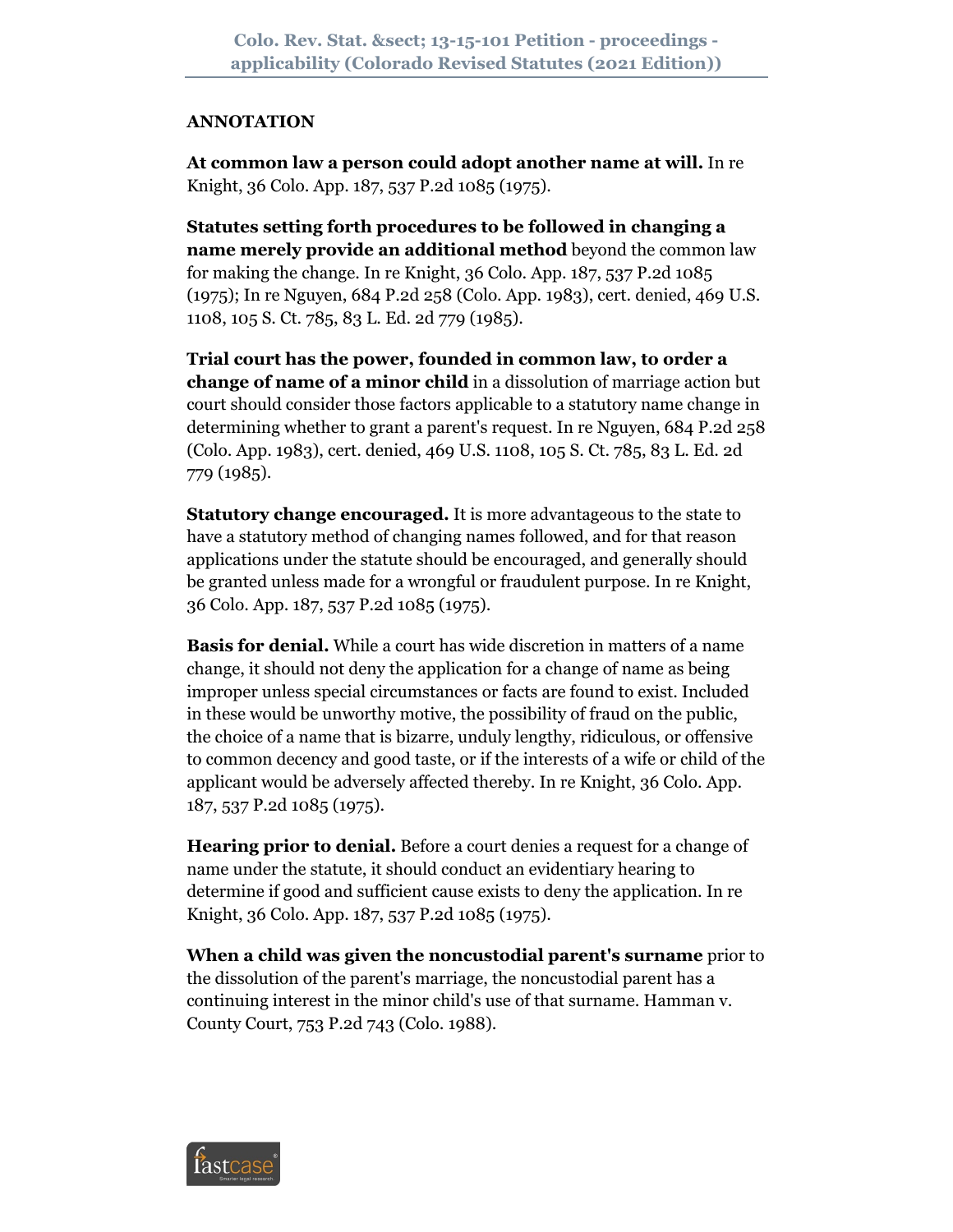**ANNOTATION**

**At common law a person could adopt another name at will.** In re Knight, 36 Colo. App. 187, 537 P.2d 1085 (1975).

**Statutes setting forth procedures to be followed in changing a name merely provide an additional method** beyond the common law for making the change. In re Knight, 36 Colo. App. 187, 537 P.2d 1085 (1975); In re Nguyen, 684 P.2d 258 (Colo. App. 1983), cert. denied, 469 U.S. 1108, 105 S. Ct. 785, 83 L. Ed. 2d 779 (1985).

**Trial court has the power, founded in common law, to order a change of name of a minor child** in a dissolution of marriage action but court should consider those factors applicable to a statutory name change in determining whether to grant a parent's request. In re Nguyen, 684 P.2d 258 (Colo. App. 1983), cert. denied, 469 U.S. 1108, 105 S. Ct. 785, 83 L. Ed. 2d 779 (1985).

**Statutory change encouraged.** It is more advantageous to the state to have a statutory method of changing names followed, and for that reason applications under the statute should be encouraged, and generally should be granted unless made for a wrongful or fraudulent purpose. In re Knight, 36 Colo. App. 187, 537 P.2d 1085 (1975).

**Basis for denial.** While a court has wide discretion in matters of a name change, it should not deny the application for a change of name as being improper unless special circumstances or facts are found to exist. Included in these would be unworthy motive, the possibility of fraud on the public, the choice of a name that is bizarre, unduly lengthy, ridiculous, or offensive to common decency and good taste, or if the interests of a wife or child of the applicant would be adversely affected thereby. In re Knight, 36 Colo. App. 187, 537 P.2d 1085 (1975).

**Hearing prior to denial.** Before a court denies a request for a change of name under the statute, it should conduct an evidentiary hearing to determine if good and sufficient cause exists to deny the application. In re Knight, 36 Colo. App. 187, 537 P.2d 1085 (1975).

**When a child was given the noncustodial parent's surname** prior to the dissolution of the parent's marriage, the noncustodial parent has a continuing interest in the minor child's use of that surname. Hamman v. County Court, 753 P.2d 743 (Colo. 1988).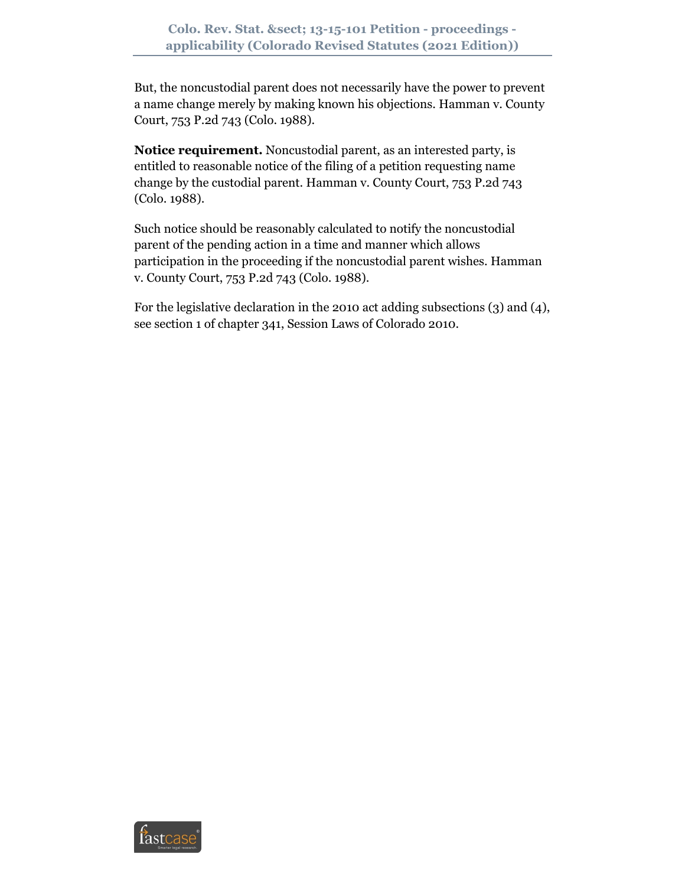But, the noncustodial parent does not necessarily have the power to prevent a name change merely by making known his objections. Hamman v. County Court, 753 P.2d 743 (Colo. 1988).

**Notice requirement.** Noncustodial parent, as an interested party, is entitled to reasonable notice of the filing of a petition requesting name change by the custodial parent. Hamman v. County Court, 753 P.2d 743 (Colo. 1988).

Such notice should be reasonably calculated to notify the noncustodial parent of the pending action in a time and manner which allows participation in the proceeding if the noncustodial parent wishes. Hamman v. County Court, 753 P.2d 743 (Colo. 1988).

For the legislative declaration in the 2010 act adding subsections (3) and (4), see section 1 of chapter 341, Session Laws of Colorado 2010.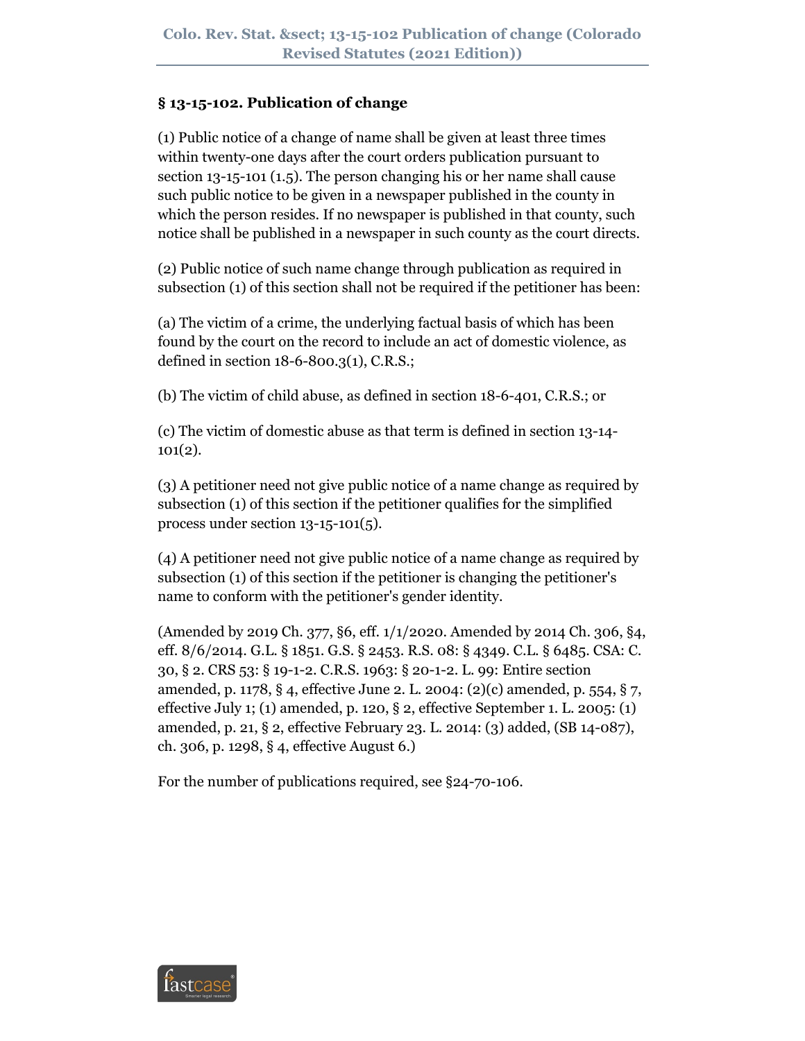### § 13-15-102. Publication of change

(1) Public notice of a change of name shall be given at least three times within twenty-one days after the court orders publication pursuant to section 13-15-101 (1.5). The person changing his or her name shall cause such public notice to be given in a newspaper published in the county in which the person resides. If no newspaper is published in that county, such notice shall be published in a newspaper in such county as the court directs.

(2) Public notice of such name change through publication as required in subsection (1) of this section shall not be required if the petitioner has been:

(a) The victim of a crime, the underlying factual basis of which has been found by the court on the record to include an act of domestic violence, as defined in section 18-6-800.3(1), C.R.S.;

(b) The victim of child abuse, as defined in section 18-6-401, C.R.S.; or

(c) The victim of domestic abuse as that term is defined in section 13-14-101(2).

(3) A petitioner need not give public notice of a name change as required by subsection (1) of this section if the petitioner qualifies for the simplified process under section 13-15-101(5).

(4) A petitioner need not give public notice of a name change as required by subsection (1) of this section if the petitioner is changing the petitioner's name to conform with the petitioner's gender identity.

(Amended by 2019 Ch. 377, §6, eff. 1/1/2020. Amended by 2014 Ch. 306, §4, eff. 8/6/2014. G.L. § 1851. G.S. § 2453. R.S. 08: § 4349. C.L. § 6485. CSA: C. 30, § 2. CRS 53: § 19-1-2. C.R.S. 1963: § 20-1-2. L. 99: Entire section amended, p. 1178, § 4, effective June 2. L. 2004: (2)(c) amended, p. 554, § 7, effective July 1; (1) amended, p. 120, § 2, effective September 1. L. 2005: (1) amended, p. 21, § 2, effective February 23. L. 2014: (3) added, (SB 14-087), ch. 306, p. 1298, § 4, effective August 6.)

For the number of publications required, see §24-70-106.